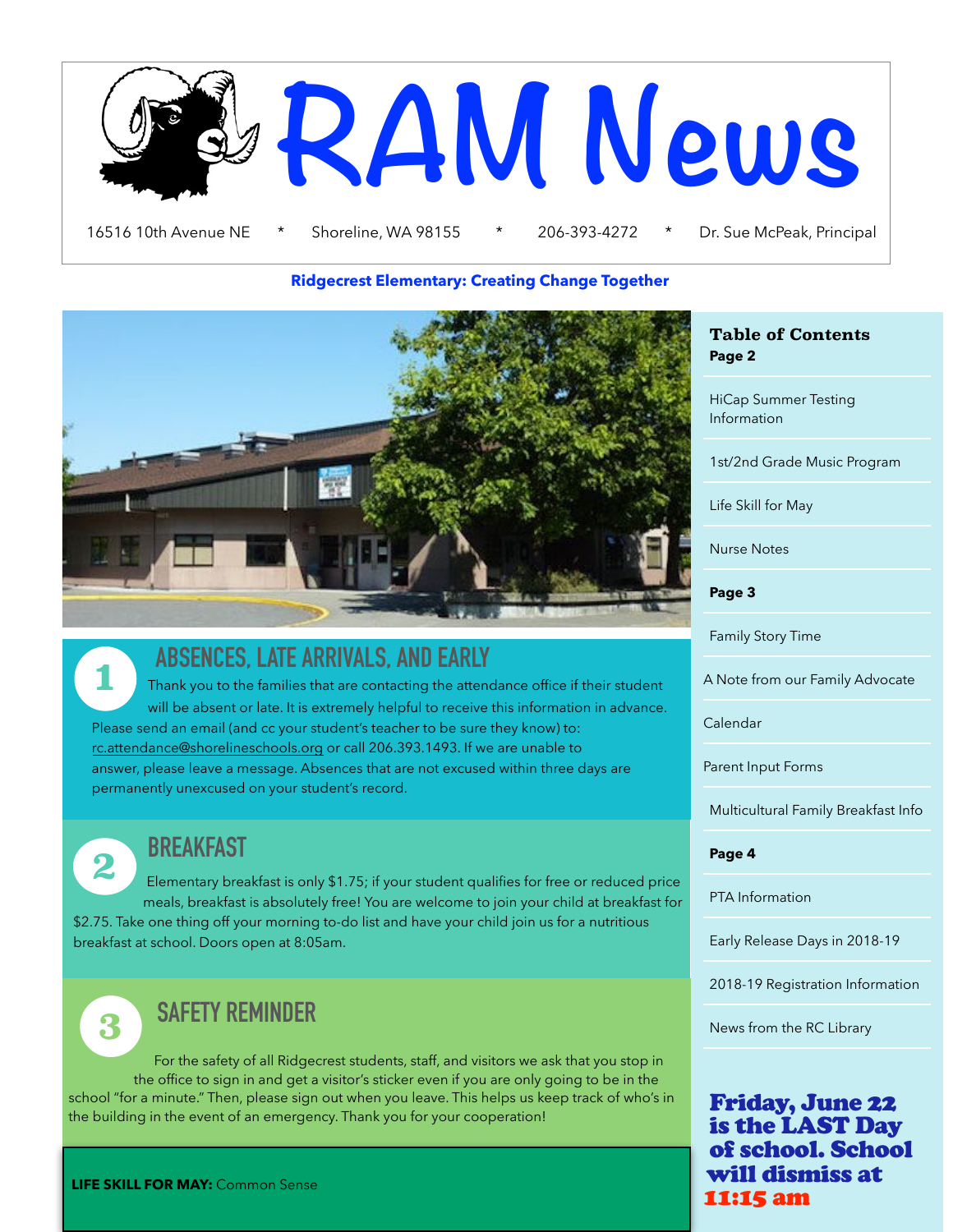# RAM News

16516 10th Avenue NE * Shoreline, WA 98155 * 206-393-4272 * Dr. Sue McPeak, Principal

**Ridgecrest Elementary: Creating Change Together**

## 1 ABSENCES, LATE ARRIVALS, AND EARLY

Thank you to the families that are contacting the attendance office if their student will be absent or late. It is extremely helpful to receive this information in advance. Please send an email (and cc your student's teacher to be sure they know) to: rc.attendance@shorelineschools.org or call 206.393.1493. If we are unable to answer, please leave a message. Absences that are not excused within three days are permanently unexcused on your student's record.

## 2 BREAKFAST

Elementary breakfast is only $1.75; if your student qualifies for free or reduced price meals, breakfast is absolutely free! You are welcome to join your child at breakfast for $2.75. Take one thing off your morning to-do list and have your child join us for a nutritious breakfast at school. Doors open at 8:05am.

## 3 SAFETY REMINDER

For the safety of all Ridgecrest students, staff, and visitors we ask that you stop in the office to sign in and get a visitor's sticker even if you are only going to be in the school "for a minute." Then, please sign out when you leave. This helps us keep track of who's in the building in the event of an emergency. Thank you for your cooperation!

**LIFE SKILL FOR MAY:** Common Sense

### Table of Contents

**Page 2**

- HiCap Summer Testing Information
- 1st/2nd Grade Music Program
- Life Skill for May
- Nurse Notes

**Page 3**

- Family Story Time
- A Note from our Family Advocate
- Calendar
- Parent Input Forms
- Multicultural Family Breakfast Info

**Page 4**

- PTA Information
- Early Release Days in 2018-19
- 2018-19 Registration Information
- News from the RC Library

**Friday, June 22 is the LAST Day of school. School will dismiss at 11:15 am**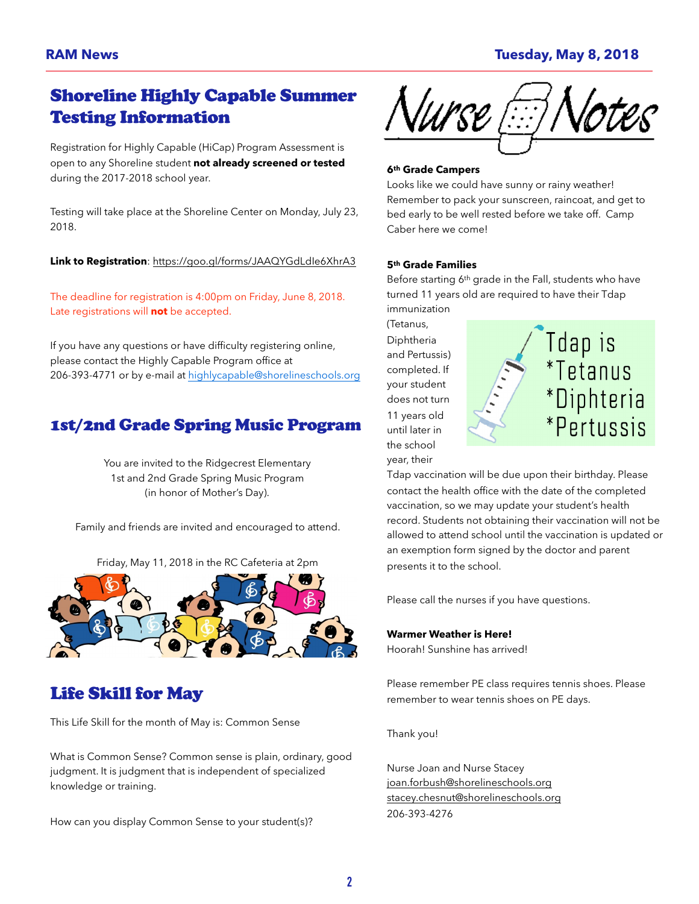## Shoreline Highly Capable Summer Testing Information

Registration for Highly Capable (HiCap) Program Assessment is open to any Shoreline student **not already screened or tested** during the 2017-2018 school year.

Testing will take place at the Shoreline Center on Monday, July 23, 2018.

**Link to Registration**: https://goo.gl/forms/JAAQYGdLdIe6XhrA3

The deadline for registration is 4:00pm on Friday, June 8, 2018. Late registrations will **not** be accepted.

If you have any questions or have difficulty registering online, please contact the Highly Capable Program office at 206-393-4771 or by e-mail at highlycapable@shorelineschools.org

## 1st/2nd Grade Spring Music Program

You are invited to the Ridgecrest Elementary
1st and 2nd Grade Spring Music Program
(in honor of Mother's Day).

Family and friends are invited and encouraged to attend.

Friday, May 11, 2018 in the RC Cafeteria at 2pm

## Life Skill for May

This Life Skill for the month of May is: Common Sense

What is Common Sense? Common sense is plain, ordinary, good judgment. It is judgment that is independent of specialized knowledge or training.

How can you display Common Sense to your student(s)?

## Nurse Notes

**6th Grade Campers**
Looks like we could have sunny or rainy weather! Remember to pack your sunscreen, raincoat, and get to bed early to be well rested before we take off. Camp Caber here we come!

**5th Grade Families**
Before starting 6th grade in the Fall, students who have turned 11 years old are required to have their Tdap immunization (Tetanus, Diphtheria and Pertussis) completed. If your student does not turn 11 years old until later in the school year, their Tdap vaccination will be due upon their birthday. Please contact the health office with the date of the completed vaccination, so we may update your student's health record. Students not obtaining their vaccination will not be allowed to attend school until the vaccination is updated or an exemption form signed by the doctor and parent presents it to the school.

Tdap is
*Tetanus
*Diphteria
*Pertussis

Please call the nurses if you have questions.

**Warmer Weather is Here!**
Hoorah! Sunshine has arrived!

Please remember PE class requires tennis shoes. Please remember to wear tennis shoes on PE days.

Thank you!

Nurse Joan and Nurse Stacey
joan.forbush@shorelineschools.org
stacey.chesnut@shorelineschools.org
206-393-4276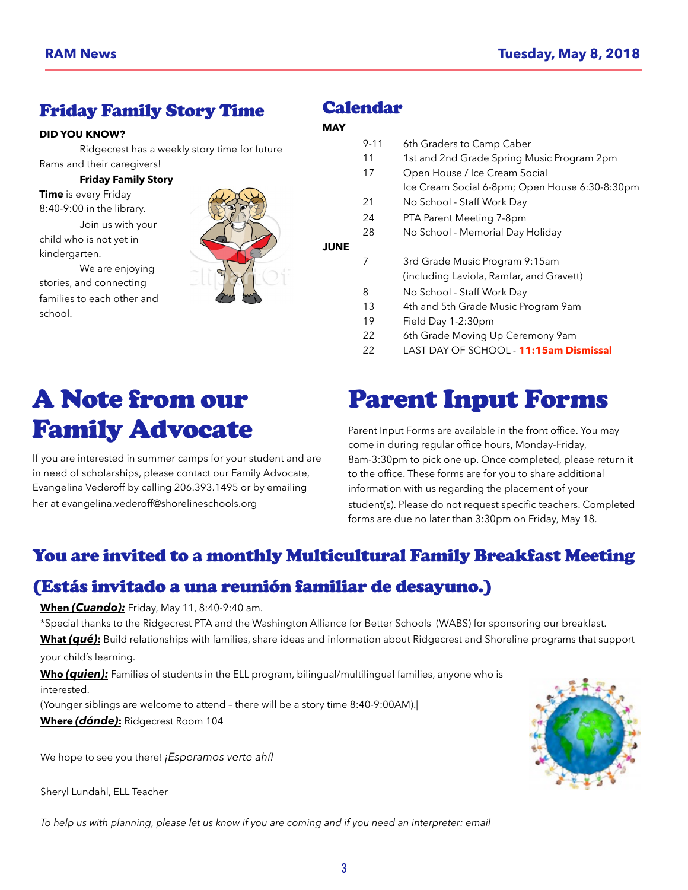## Friday Family Story Time

**DID YOU KNOW?**

Ridgecrest has a weekly story time for future Rams and their caregivers!

**Friday Family Story Time** is every Friday 8:40-9:00 in the library.

Join us with your child who is not yet in kindergarten.

We are enjoying stories, and connecting families to each other and school.

## Calendar

**MAY**

| | |
|---|---|
| 9-11 | 6th Graders to Camp Caber |
| 11 | 1st and 2nd Grade Spring Music Program 2pm |
| 17 | Open House / Ice Cream Social<br>Ice Cream Social 6-8pm; Open House 6:30-8:30pm |
| 21 | No School - Staff Work Day |
| 24 | PTA Parent Meeting 7-8pm |
| 28 | No School - Memorial Day Holiday |

**JUNE**

| | |
|---|---|
| 7 | 3rd Grade Music Program 9:15am<br>(including Laviola, Ramfar, and Gravett) |
| 8 | No School - Staff Work Day |
| 13 | 4th and 5th Grade Music Program 9am |
| 19 | Field Day 1-2:30pm |
| 22 | 6th Grade Moving Up Ceremony 9am |
| 22 | LAST DAY OF SCHOOL - **11:15am Dismissal** |

# A Note from our Family Advocate

If you are interested in summer camps for your student and are in need of scholarships, please contact our Family Advocate, Evangelina Vederoff by calling 206.393.1495 or by emailing her at evangelina.vederoff@shorelineschools.org

# Parent Input Forms

Parent Input Forms are available in the front office. You may come in during regular office hours, Monday-Friday, 8am-3:30pm to pick one up. Once completed, please return it to the office. These forms are for you to share additional information with us regarding the placement of your student(s). Please do not request specific teachers. Completed forms are due no later than 3:30pm on Friday, May 18.

## You are invited to a monthly Multicultural Family Breakfast Meeting

## (Estás invitado a una reunión familiar de desayuno.)

**When *(Cuando)*:** Friday, May 11, 8:40-9:40 am.

*Special thanks to the Ridgecrest PTA and the Washington Alliance for Better Schools (WABS) for sponsoring our breakfast.

**What *(qué)*:** Build relationships with families, share ideas and information about Ridgecrest and Shoreline programs that support your child's learning.

**Who *(quien)*:** Families of students in the ELL program, bilingual/multilingual families, anyone who is interested.

(Younger siblings are welcome to attend – there will be a story time 8:40-9:00AM).|

**Where *(dónde)*:** Ridgecrest Room 104

We hope to see you there! *¡Esperamos verte ahí!*

Sheryl Lundahl, ELL Teacher

*To help us with planning, please let us know if you are coming and if you need an interpreter: email*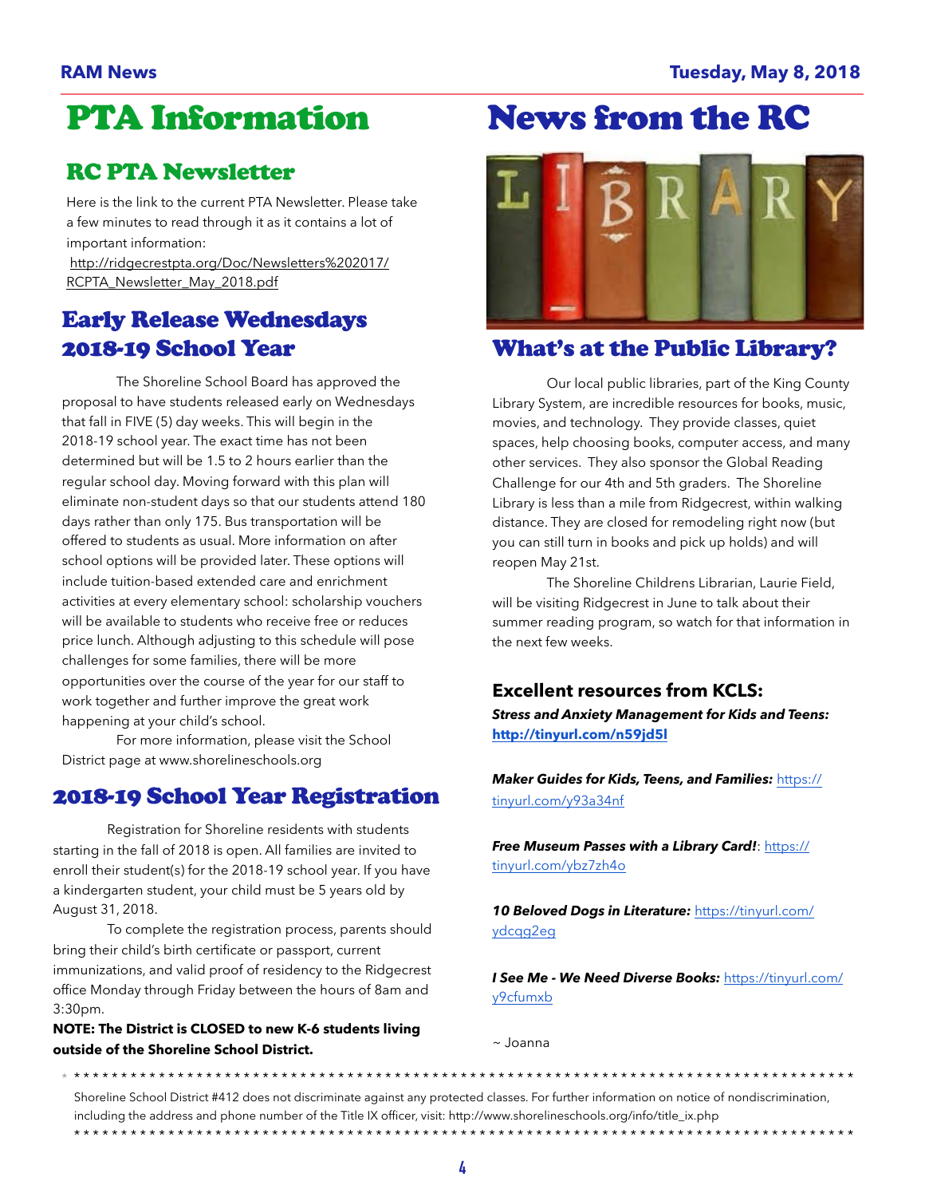# PTA Information

## RC PTA Newsletter

Here is the link to the current PTA Newsletter. Please take a few minutes to read through it as it contains a lot of important information:
http://ridgecrestpta.org/Doc/Newsletters%202017/RCPTA_Newsletter_May_2018.pdf

## Early Release Wednesdays 2018-19 School Year

The Shoreline School Board has approved the proposal to have students released early on Wednesdays that fall in FIVE (5) day weeks. This will begin in the 2018-19 school year. The exact time has not been determined but will be 1.5 to 2 hours earlier than the regular school day. Moving forward with this plan will eliminate non-student days so that our students attend 180 days rather than only 175. Bus transportation will be offered to students as usual. More information on after school options will be provided later. These options will include tuition-based extended care and enrichment activities at every elementary school: scholarship vouchers will be available to students who receive free or reduces price lunch. Although adjusting to this schedule will pose challenges for some families, there will be more opportunities over the course of the year for our staff to work together and further improve the great work happening at your child's school.

For more information, please visit the School District page at www.shorelineschools.org

## 2018-19 School Year Registration

Registration for Shoreline residents with students starting in the fall of 2018 is open. All families are invited to enroll their student(s) for the 2018-19 school year. If you have a kindergarten student, your child must be 5 years old by August 31, 2018.

To complete the registration process, parents should bring their child's birth certificate or passport, current immunizations, and valid proof of residency to the Ridgecrest office Monday through Friday between the hours of 8am and 3:30pm.

**NOTE: The District is CLOSED to new K-6 students living outside of the Shoreline School District.**

# News from the RC

## What's at the Public Library?

Our local public libraries, part of the King County Library System, are incredible resources for books, music, movies, and technology. They provide classes, quiet spaces, help choosing books, computer access, and many other services. They also sponsor the Global Reading Challenge for our 4th and 5th graders. The Shoreline Library is less than a mile from Ridgecrest, within walking distance. They are closed for remodeling right now (but you can still turn in books and pick up holds) and will reopen May 21st.

The Shoreline Childrens Librarian, Laurie Field, will be visiting Ridgecrest in June to talk about their summer reading program, so watch for that information in the next few weeks.

### Excellent resources from KCLS:

***Stress and Anxiety Management for Kids and Teens:***
**http://tinyurl.com/n59jd5l**

***Maker Guides for Kids, Teens, and Families:*** https://tinyurl.com/y93a34nf

***Free Museum Passes with a Library Card!***: https://tinyurl.com/ybz7zh4o

***10 Beloved Dogs in Literature:*** https://tinyurl.com/ydcqg2eg

***I See Me - We Need Diverse Books:*** https://tinyurl.com/y9cfumxb

~ Joanna

---

Shoreline School District #412 does not discriminate against any protected classes. For further information on notice of nondiscrimination, including the address and phone number of the Title IX officer, visit: http://www.shorelineschools.org/info/title_ix.php

---